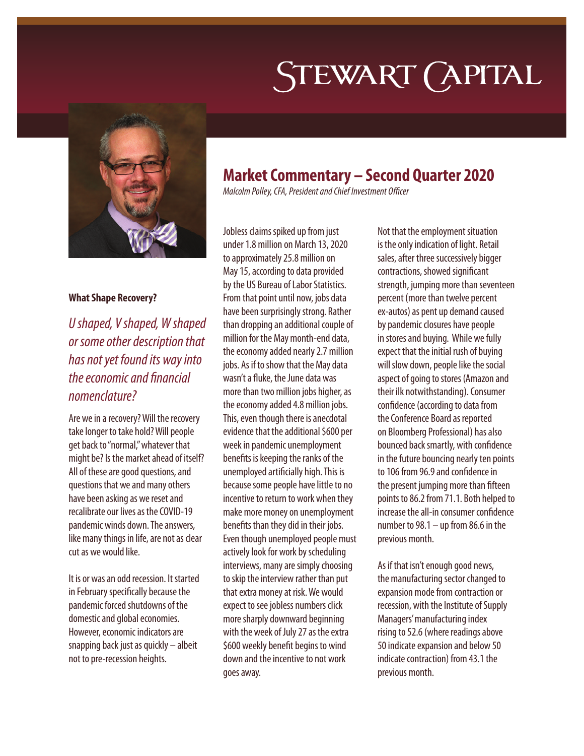# Stewart Capital

## Market Commentary – Second Quarter 2020

*Malcolm Polley, CFA, President and Chief Investment Officer*

### What Shape Recovery?

*U shaped, V shaped, W shaped or some other description that has not yet found its way into the economic and financial nomenclature?*

Are we in a recovery? Will the recovery take longer to take hold? Will people get back to "normal," whatever that might be? Is the market ahead of itself? All of these are good questions, and questions that we and many others have been asking as we reset and recalibrate our lives as the COVID-19 pandemic winds down. The answers, like many things in life, are not as clear cut as we would like.

It is or was an odd recession. It started in February specifically because the pandemic forced shutdowns of the domestic and global economies. However, economic indicators are snapping back just as quickly – albeit not to pre-recession heights.

Jobless claims spiked up from just under 1.8 million on March 13, 2020 to approximately 25.8 million on May 15, according to data provided by the US Bureau of Labor Statistics. From that point until now, jobs data have been surprisingly strong. Rather than dropping an additional couple of million for the May month-end data, the economy added nearly 2.7 million jobs. As if to show that the May data wasn't a fluke, the June data was more than two million jobs higher, as the economy added 4.8 million jobs. This, even though there is anecdotal evidence that the additional $600 per week in pandemic unemployment benefits is keeping the ranks of the unemployed artificially high. This is because some people have little to no incentive to return to work when they make more money on unemployment benefits than they did in their jobs. Even though unemployed people must actively look for work by scheduling interviews, many are simply choosing to skip the interview rather than put that extra money at risk. We would expect to see jobless numbers click more sharply downward beginning with the week of July 27 as the extra $600 weekly benefit begins to wind down and the incentive to not work goes away.

Not that the employment situation is the only indication of light. Retail sales, after three successively bigger contractions, showed significant strength, jumping more than seventeen percent (more than twelve percent ex-autos) as pent up demand caused by pandemic closures have people in stores and buying. While we fully expect that the initial rush of buying will slow down, people like the social aspect of going to stores (Amazon and their ilk notwithstanding). Consumer confidence (according to data from the Conference Board as reported on Bloomberg Professional) has also bounced back smartly, with confidence in the future bouncing nearly ten points to 106 from 96.9 and confidence in the present jumping more than fifteen points to 86.2 from 71.1. Both helped to increase the all-in consumer confidence number to 98.1 – up from 86.6 in the previous month.

As if that isn't enough good news, the manufacturing sector changed to expansion mode from contraction or recession, with the Institute of Supply Managers' manufacturing index rising to 52.6 (where readings above 50 indicate expansion and below 50 indicate contraction) from 43.1 the previous month.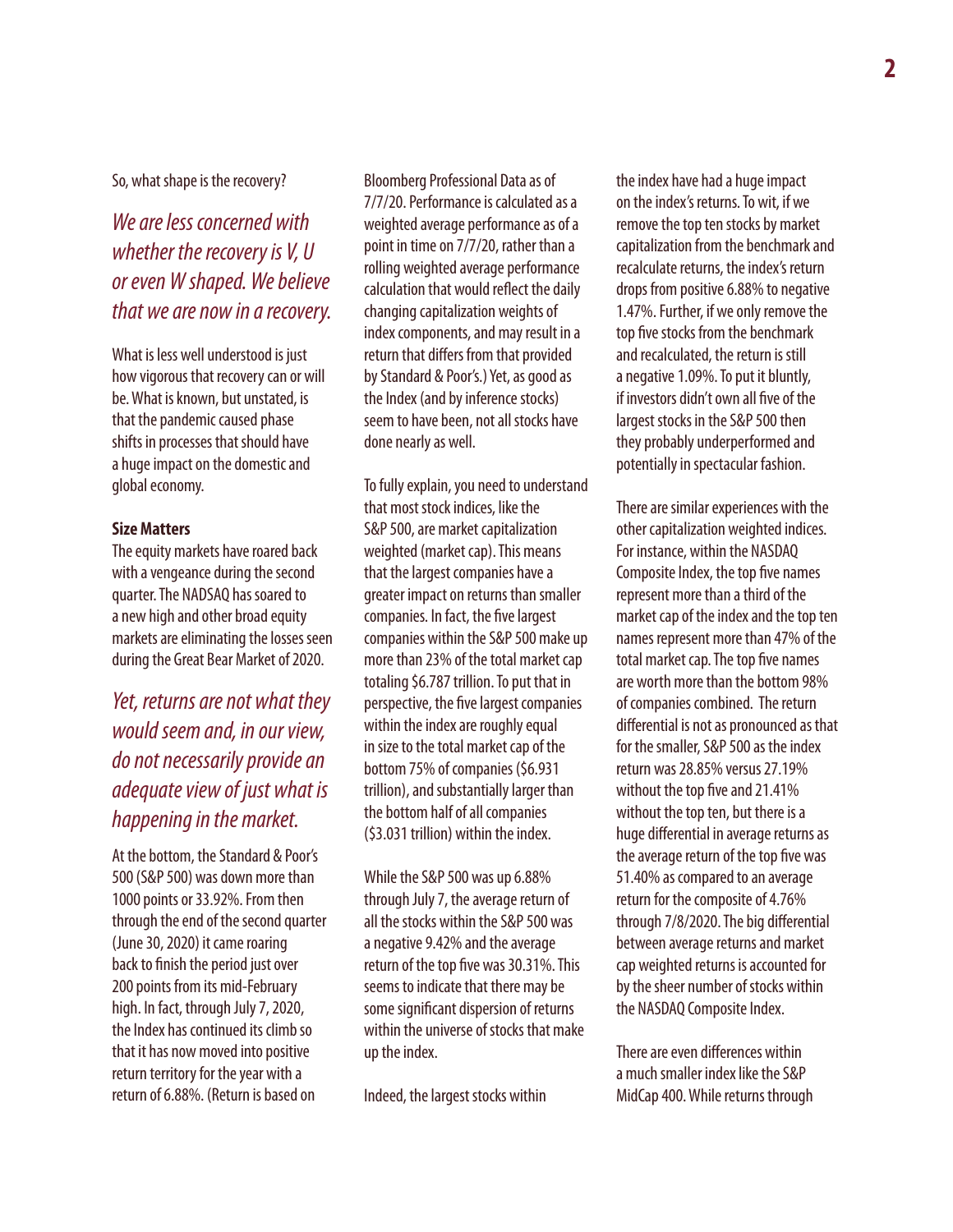So, what shape is the recovery?

*We are less concerned with whether the recovery is V, U or even W shaped. We believe that we are now in a recovery.*

What is less well understood is just how vigorous that recovery can or will be. What is known, but unstated, is that the pandemic caused phase shifts in processes that should have a huge impact on the domestic and global economy.

**Size Matters**

The equity markets have roared back with a vengeance during the second quarter. The NADSAQ has soared to a new high and other broad equity markets are eliminating the losses seen during the Great Bear Market of 2020.

*Yet, returns are not what they would seem and, in our view, do not necessarily provide an adequate view of just what is happening in the market.*

At the bottom, the Standard & Poor's 500 (S&P 500) was down more than 1000 points or 33.92%. From then through the end of the second quarter (June 30, 2020) it came roaring back to finish the period just over 200 points from its mid-February high. In fact, through July 7, 2020, the Index has continued its climb so that it has now moved into positive return territory for the year with a return of 6.88%. (Return is based on Bloomberg Professional Data as of 7/7/20. Performance is calculated as a weighted average performance as of a point in time on 7/7/20, rather than a rolling weighted average performance calculation that would reflect the daily changing capitalization weights of index components, and may result in a return that differs from that provided by Standard & Poor's.) Yet, as good as the Index (and by inference stocks) seem to have been, not all stocks have done nearly as well.

To fully explain, you need to understand that most stock indices, like the S&P 500, are market capitalization weighted (market cap). This means that the largest companies have a greater impact on returns than smaller companies. In fact, the five largest companies within the S&P 500 make up more than 23% of the total market cap totaling $6.787 trillion. To put that in perspective, the five largest companies within the index are roughly equal in size to the total market cap of the bottom 75% of companies ($6.931 trillion), and substantially larger than the bottom half of all companies ($3.031 trillion) within the index.

While the S&P 500 was up 6.88% through July 7, the average return of all the stocks within the S&P 500 was a negative 9.42% and the average return of the top five was 30.31%. This seems to indicate that there may be some significant dispersion of returns within the universe of stocks that make up the index.

Indeed, the largest stocks within the index have had a huge impact on the index's returns. To wit, if we remove the top ten stocks by market capitalization from the benchmark and recalculate returns, the index's return drops from positive 6.88% to negative 1.47%. Further, if we only remove the top five stocks from the benchmark and recalculated, the return is still a negative 1.09%. To put it bluntly, if investors didn't own all five of the largest stocks in the S&P 500 then they probably underperformed and potentially in spectacular fashion.

There are similar experiences with the other capitalization weighted indices. For instance, within the NASDAQ Composite Index, the top five names represent more than a third of the market cap of the index and the top ten names represent more than 47% of the total market cap. The top five names are worth more than the bottom 98% of companies combined. The return differential is not as pronounced as that for the smaller, S&P 500 as the index return was 28.85% versus 27.19% without the top five and 21.41% without the top ten, but there is a huge differential in average returns as the average return of the top five was 51.40% as compared to an average return for the composite of 4.76% through 7/8/2020. The big differential between average returns and market cap weighted returns is accounted for by the sheer number of stocks within the NASDAQ Composite Index.

There are even differences within a much smaller index like the S&P MidCap 400. While returns through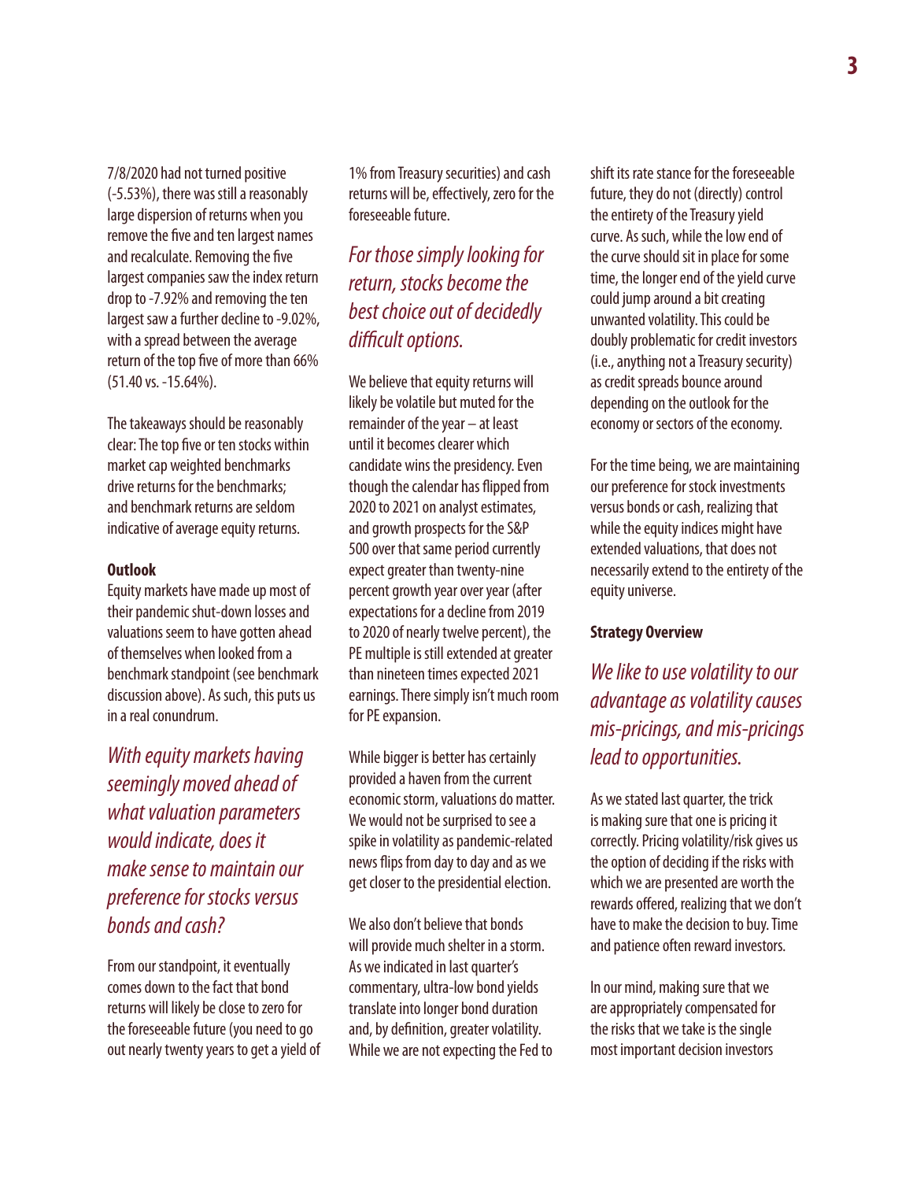7/8/2020 had not turned positive (-5.53%), there was still a reasonably large dispersion of returns when you remove the five and ten largest names and recalculate. Removing the five largest companies saw the index return drop to -7.92% and removing the ten largest saw a further decline to -9.02%, with a spread between the average return of the top five of more than 66% (51.40 vs. -15.64%).

The takeaways should be reasonably clear: The top five or ten stocks within market cap weighted benchmarks drive returns for the benchmarks; and benchmark returns are seldom indicative of average equity returns.

**Outlook**

Equity markets have made up most of their pandemic shut-down losses and valuations seem to have gotten ahead of themselves when looked from a benchmark standpoint (see benchmark discussion above). As such, this puts us in a real conundrum.

*With equity markets having seemingly moved ahead of what valuation parameters would indicate, does it make sense to maintain our preference for stocks versus bonds and cash?*

From our standpoint, it eventually comes down to the fact that bond returns will likely be close to zero for the foreseeable future (you need to go out nearly twenty years to get a yield of 1% from Treasury securities) and cash returns will be, effectively, zero for the foreseeable future.

*For those simply looking for return, stocks become the best choice out of decidedly difficult options.*

We believe that equity returns will likely be volatile but muted for the remainder of the year – at least until it becomes clearer which candidate wins the presidency. Even though the calendar has flipped from 2020 to 2021 on analyst estimates, and growth prospects for the S&P 500 over that same period currently expect greater than twenty-nine percent growth year over year (after expectations for a decline from 2019 to 2020 of nearly twelve percent), the PE multiple is still extended at greater than nineteen times expected 2021 earnings. There simply isn't much room for PE expansion.

While bigger is better has certainly provided a haven from the current economic storm, valuations do matter. We would not be surprised to see a spike in volatility as pandemic-related news flips from day to day and as we get closer to the presidential election.

We also don't believe that bonds will provide much shelter in a storm. As we indicated in last quarter's commentary, ultra-low bond yields translate into longer bond duration and, by definition, greater volatility. While we are not expecting the Fed to shift its rate stance for the foreseeable future, they do not (directly) control the entirety of the Treasury yield curve. As such, while the low end of the curve should sit in place for some time, the longer end of the yield curve could jump around a bit creating unwanted volatility. This could be doubly problematic for credit investors (i.e., anything not a Treasury security) as credit spreads bounce around depending on the outlook for the economy or sectors of the economy.

For the time being, we are maintaining our preference for stock investments versus bonds or cash, realizing that while the equity indices might have extended valuations, that does not necessarily extend to the entirety of the equity universe.

**Strategy Overview**

*We like to use volatility to our advantage as volatility causes mis-pricings, and mis-pricings lead to opportunities.*

As we stated last quarter, the trick is making sure that one is pricing it correctly. Pricing volatility/risk gives us the option of deciding if the risks with which we are presented are worth the rewards offered, realizing that we don't have to make the decision to buy. Time and patience often reward investors.

In our mind, making sure that we are appropriately compensated for the risks that we take is the single most important decision investors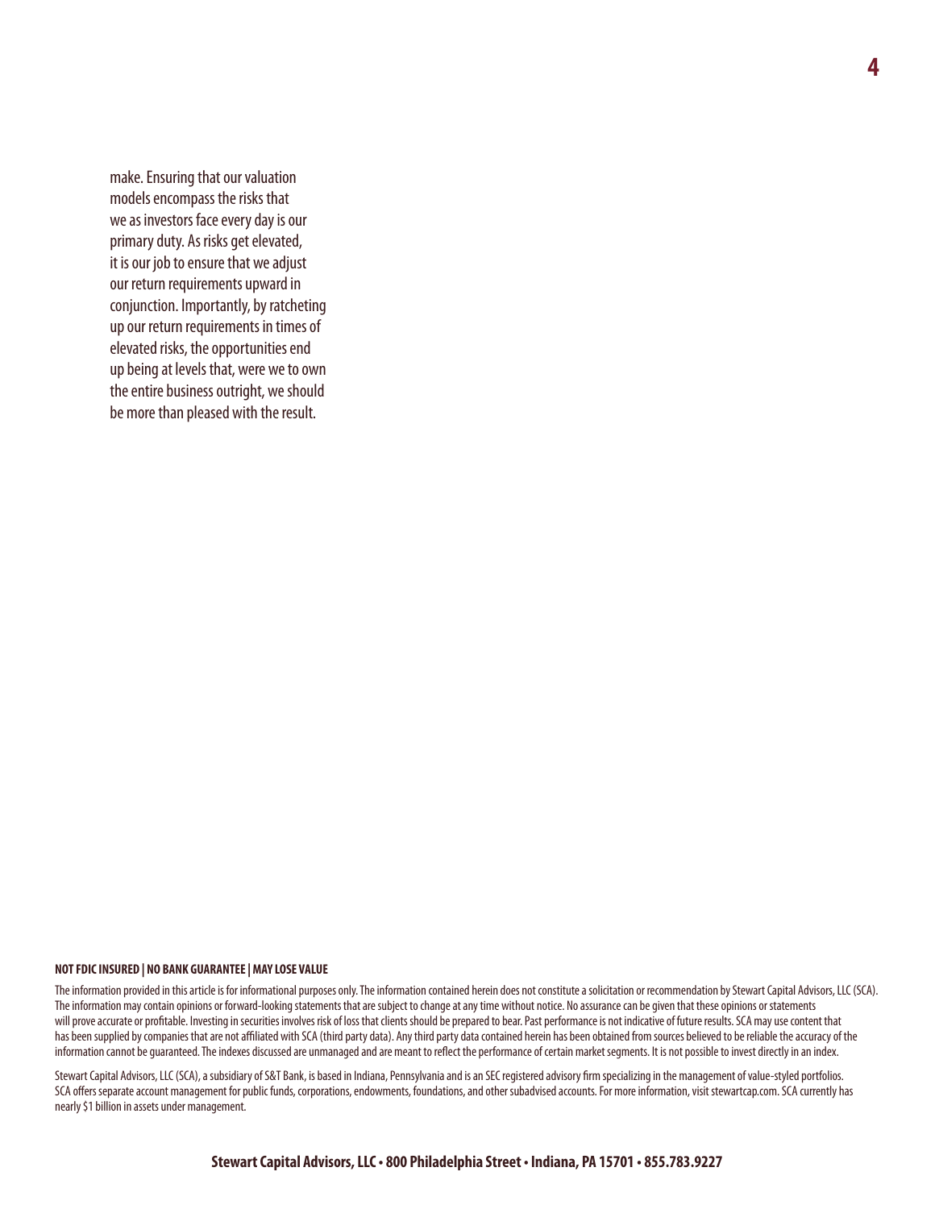make. Ensuring that our valuation models encompass the risks that we as investors face every day is our primary duty. As risks get elevated, it is our job to ensure that we adjust our return requirements upward in conjunction. Importantly, by ratcheting up our return requirements in times of elevated risks, the opportunities end up being at levels that, were we to own the entire business outright, we should be more than pleased with the result.

**NOT FDIC INSURED | NO BANK GUARANTEE | MAY LOSE VALUE**

The information provided in this article is for informational purposes only. The information contained herein does not constitute a solicitation or recommendation by Stewart Capital Advisors, LLC (SCA). The information may contain opinions or forward-looking statements that are subject to change at any time without notice. No assurance can be given that these opinions or statements will prove accurate or profitable. Investing in securities involves risk of loss that clients should be prepared to bear. Past performance is not indicative of future results. SCA may use content that has been supplied by companies that are not affiliated with SCA (third party data). Any third party data contained herein has been obtained from sources believed to be reliable the accuracy of the information cannot be guaranteed. The indexes discussed are unmanaged and are meant to reflect the performance of certain market segments. It is not possible to invest directly in an index.

Stewart Capital Advisors, LLC (SCA), a subsidiary of S&T Bank, is based in Indiana, Pennsylvania and is an SEC registered advisory firm specializing in the management of value-styled portfolios. SCA offers separate account management for public funds, corporations, endowments, foundations, and other subadvised accounts. For more information, visit stewartcap.com. SCA currently has nearly $1 billion in assets under management.

**Stewart Capital Advisors, LLC • 800 Philadelphia Street • Indiana, PA 15701 • 855.783.9227**